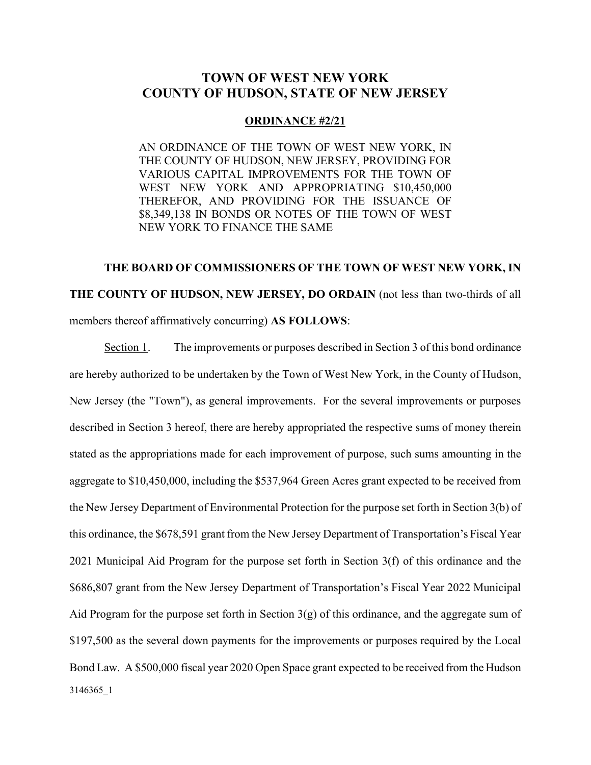# TOWN OF WEST NEW YORK
# COUNTY OF HUDSON, STATE OF NEW JERSEY

## ORDINANCE #2/21

AN ORDINANCE OF THE TOWN OF WEST NEW YORK, IN THE COUNTY OF HUDSON, NEW JERSEY, PROVIDING FOR VARIOUS CAPITAL IMPROVEMENTS FOR THE TOWN OF WEST NEW YORK AND APPROPRIATING $10,450,000 THEREFOR, AND PROVIDING FOR THE ISSUANCE OF $8,349,138 IN BONDS OR NOTES OF THE TOWN OF WEST NEW YORK TO FINANCE THE SAME

**THE BOARD OF COMMISSIONERS OF THE TOWN OF WEST NEW YORK, IN THE COUNTY OF HUDSON, NEW JERSEY, DO ORDAIN** (not less than two-thirds of all members thereof affirmatively concurring) **AS FOLLOWS**:

Section 1. The improvements or purposes described in Section 3 of this bond ordinance are hereby authorized to be undertaken by the Town of West New York, in the County of Hudson, New Jersey (the "Town"), as general improvements. For the several improvements or purposes described in Section 3 hereof, there are hereby appropriated the respective sums of money therein stated as the appropriations made for each improvement of purpose, such sums amounting in the aggregate to $10,450,000, including the $537,964 Green Acres grant expected to be received from the New Jersey Department of Environmental Protection for the purpose set forth in Section 3(b) of this ordinance, the $678,591 grant from the New Jersey Department of Transportation's Fiscal Year 2021 Municipal Aid Program for the purpose set forth in Section 3(f) of this ordinance and the $686,807 grant from the New Jersey Department of Transportation's Fiscal Year 2022 Municipal Aid Program for the purpose set forth in Section 3(g) of this ordinance, and the aggregate sum of $197,500 as the several down payments for the improvements or purposes required by the Local Bond Law. A $500,000 fiscal year 2020 Open Space grant expected to be received from the Hudson

3146365_1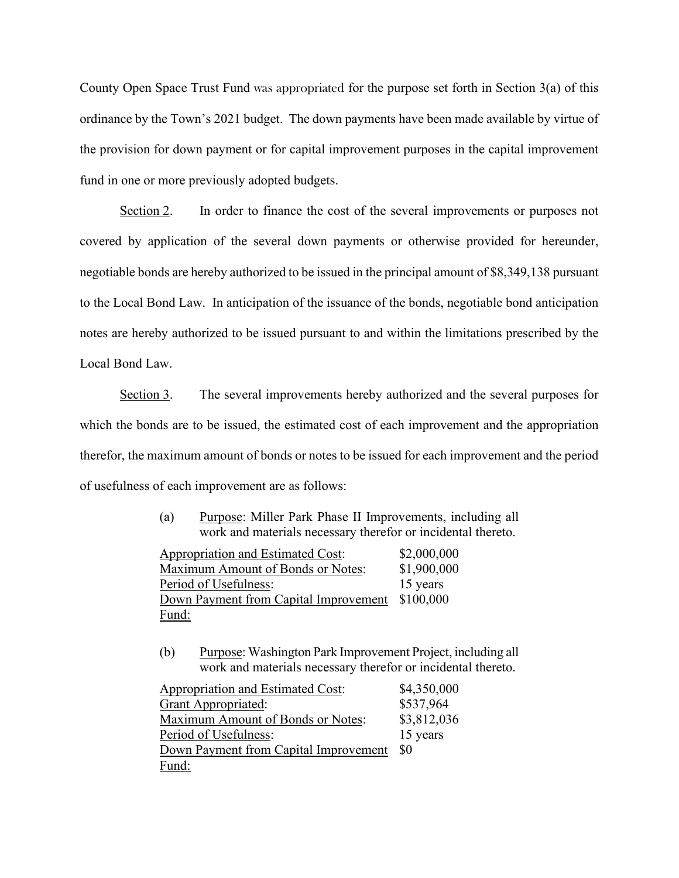County Open Space Trust Fund was appropriated for the purpose set forth in Section 3(a) of this ordinance by the Town's 2021 budget. The down payments have been made available by virtue of the provision for down payment or for capital improvement purposes in the capital improvement fund in one or more previously adopted budgets.

Section 2. In order to finance the cost of the several improvements or purposes not covered by application of the several down payments or otherwise provided for hereunder, negotiable bonds are hereby authorized to be issued in the principal amount of $8,349,138 pursuant to the Local Bond Law. In anticipation of the issuance of the bonds, negotiable bond anticipation notes are hereby authorized to be issued pursuant to and within the limitations prescribed by the Local Bond Law.

Section 3. The several improvements hereby authorized and the several purposes for which the bonds are to be issued, the estimated cost of each improvement and the appropriation therefor, the maximum amount of bonds or notes to be issued for each improvement and the period of usefulness of each improvement are as follows:

(a) Purpose: Miller Park Phase II Improvements, including all work and materials necessary therefor or incidental thereto.

| | |
|---|---|
| Appropriation and Estimated Cost: | $2,000,000 |
| Maximum Amount of Bonds or Notes: | $1,900,000 |
| Period of Usefulness: | 15 years |
| Down Payment from Capital Improvement Fund: | $100,000 |

(b) Purpose: Washington Park Improvement Project, including all work and materials necessary therefor or incidental thereto.

| | |
|---|---|
| Appropriation and Estimated Cost: | $4,350,000 |
| Grant Appropriated: | $537,964 |
| Maximum Amount of Bonds or Notes: | $3,812,036 |
| Period of Usefulness: | 15 years |
| Down Payment from Capital Improvement Fund: | $0 |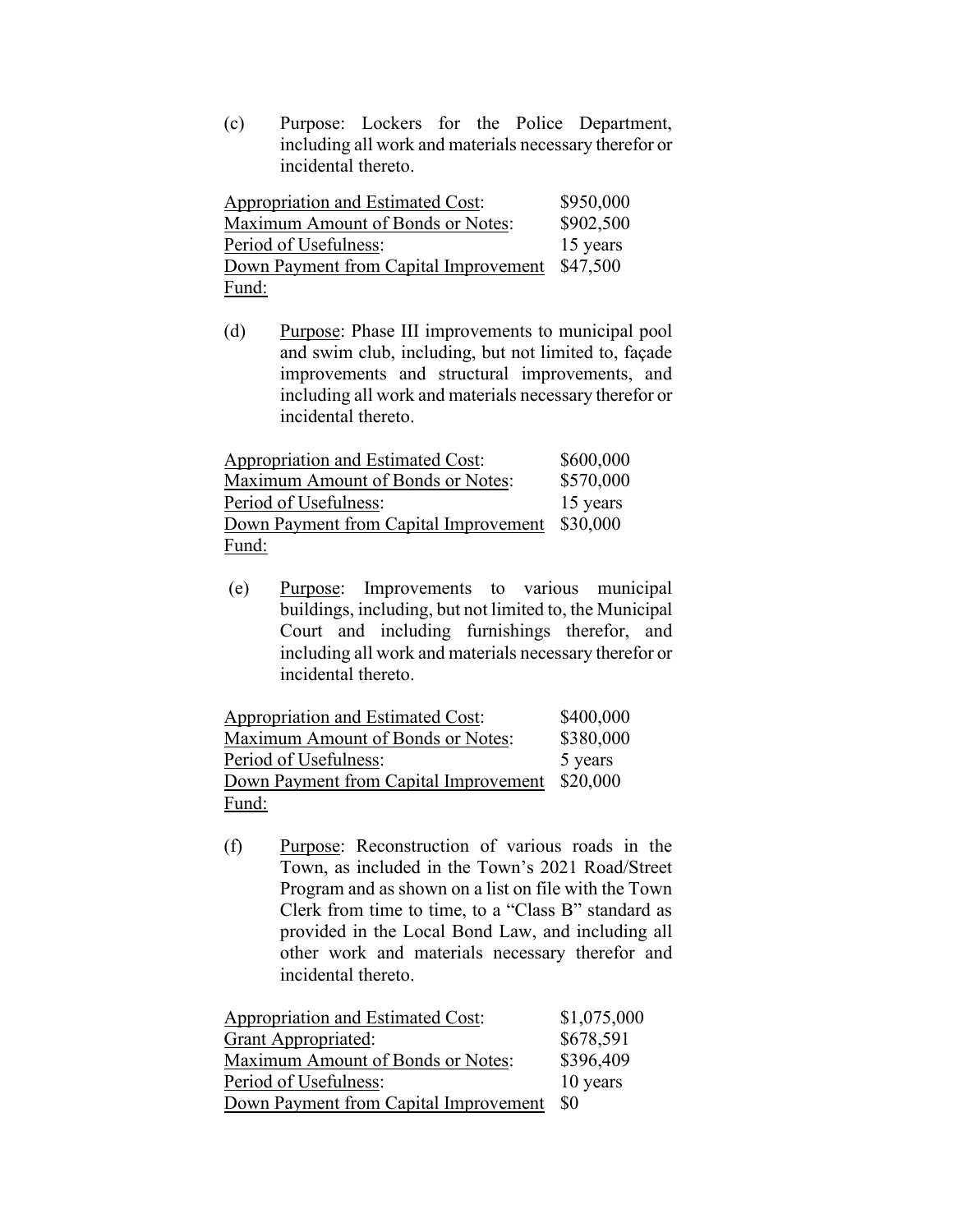(c) Purpose: Lockers for the Police Department, including all work and materials necessary therefor or incidental thereto.

| | |
|---|---|
| Appropriation and Estimated Cost: | $950,000 |
| Maximum Amount of Bonds or Notes: | $902,500 |
| Period of Usefulness: | 15 years |
| Down Payment from Capital Improvement Fund: | $47,500 |

(d) Purpose: Phase III improvements to municipal pool and swim club, including, but not limited to, façade improvements and structural improvements, and including all work and materials necessary therefor or incidental thereto.

| | |
|---|---|
| Appropriation and Estimated Cost: | $600,000 |
| Maximum Amount of Bonds or Notes: | $570,000 |
| Period of Usefulness: | 15 years |
| Down Payment from Capital Improvement Fund: | $30,000 |

(e) Purpose: Improvements to various municipal buildings, including, but not limited to, the Municipal Court and including furnishings therefor, and including all work and materials necessary therefor or incidental thereto.

| | |
|---|---|
| Appropriation and Estimated Cost: | $400,000 |
| Maximum Amount of Bonds or Notes: | $380,000 |
| Period of Usefulness: | 5 years |
| Down Payment from Capital Improvement Fund: | $20,000 |

(f) Purpose: Reconstruction of various roads in the Town, as included in the Town's 2021 Road/Street Program and as shown on a list on file with the Town Clerk from time to time, to a "Class B" standard as provided in the Local Bond Law, and including all other work and materials necessary therefor and incidental thereto.

| | |
|---|---|
| Appropriation and Estimated Cost: | $1,075,000 |
| Grant Appropriated: | $678,591 |
| Maximum Amount of Bonds or Notes: | $396,409 |
| Period of Usefulness: | 10 years |
| Down Payment from Capital Improvement | $0 |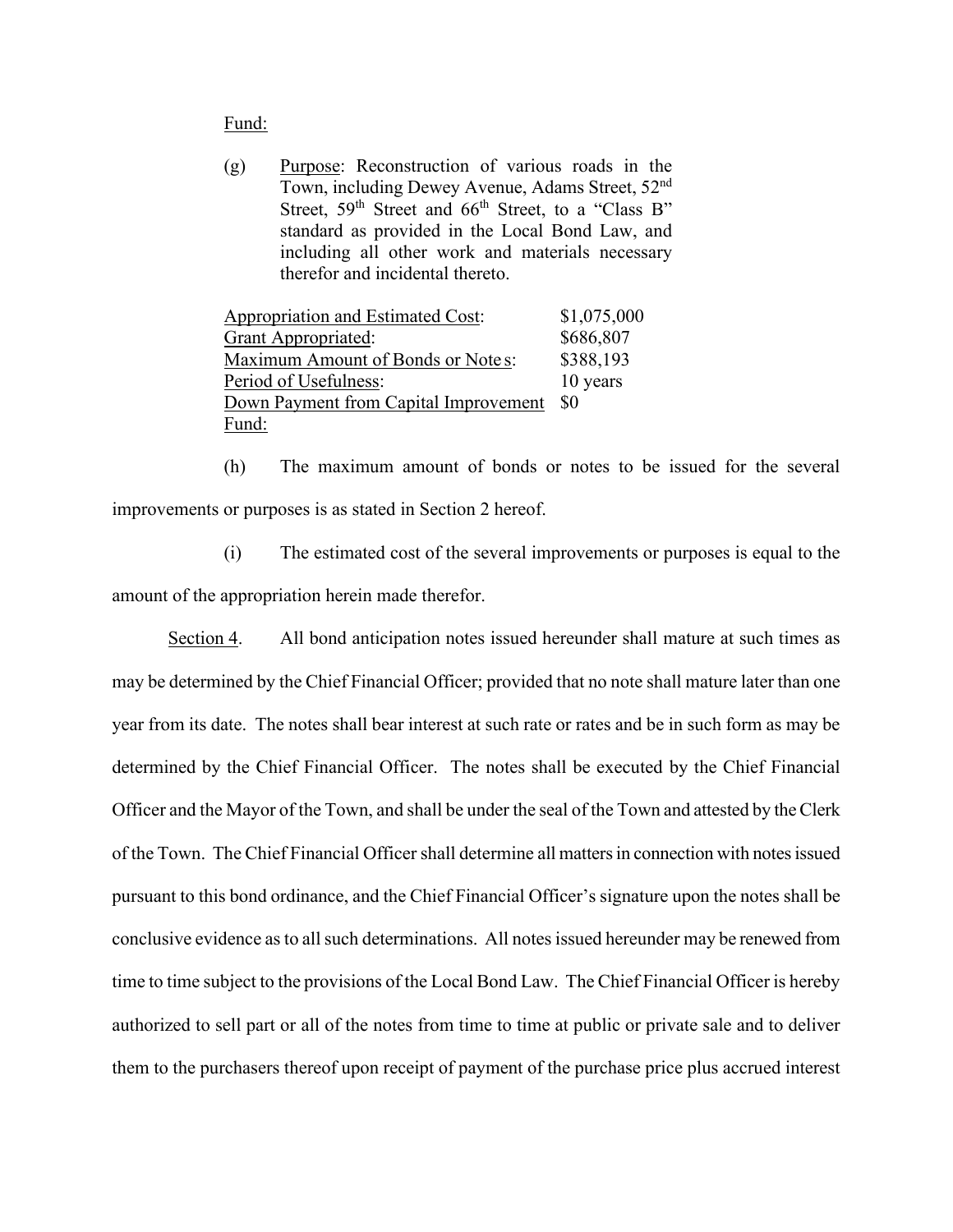Fund:

(g) Purpose: Reconstruction of various roads in the Town, including Dewey Avenue, Adams Street, 52nd Street, 59th Street and 66th Street, to a "Class B" standard as provided in the Local Bond Law, and including all other work and materials necessary therefor and incidental thereto.

| | |
|---|---|
| Appropriation and Estimated Cost: | $1,075,000 |
| Grant Appropriated: | $686,807 |
| Maximum Amount of Bonds or Notes: | $388,193 |
| Period of Usefulness: | 10 years |
| Down Payment from Capital Improvement Fund: | $0 |

(h) The maximum amount of bonds or notes to be issued for the several improvements or purposes is as stated in Section 2 hereof.

(i) The estimated cost of the several improvements or purposes is equal to the amount of the appropriation herein made therefor.

Section 4. All bond anticipation notes issued hereunder shall mature at such times as may be determined by the Chief Financial Officer; provided that no note shall mature later than one year from its date. The notes shall bear interest at such rate or rates and be in such form as may be determined by the Chief Financial Officer. The notes shall be executed by the Chief Financial Officer and the Mayor of the Town, and shall be under the seal of the Town and attested by the Clerk of the Town. The Chief Financial Officer shall determine all matters in connection with notes issued pursuant to this bond ordinance, and the Chief Financial Officer's signature upon the notes shall be conclusive evidence as to all such determinations. All notes issued hereunder may be renewed from time to time subject to the provisions of the Local Bond Law. The Chief Financial Officer is hereby authorized to sell part or all of the notes from time to time at public or private sale and to deliver them to the purchasers thereof upon receipt of payment of the purchase price plus accrued interest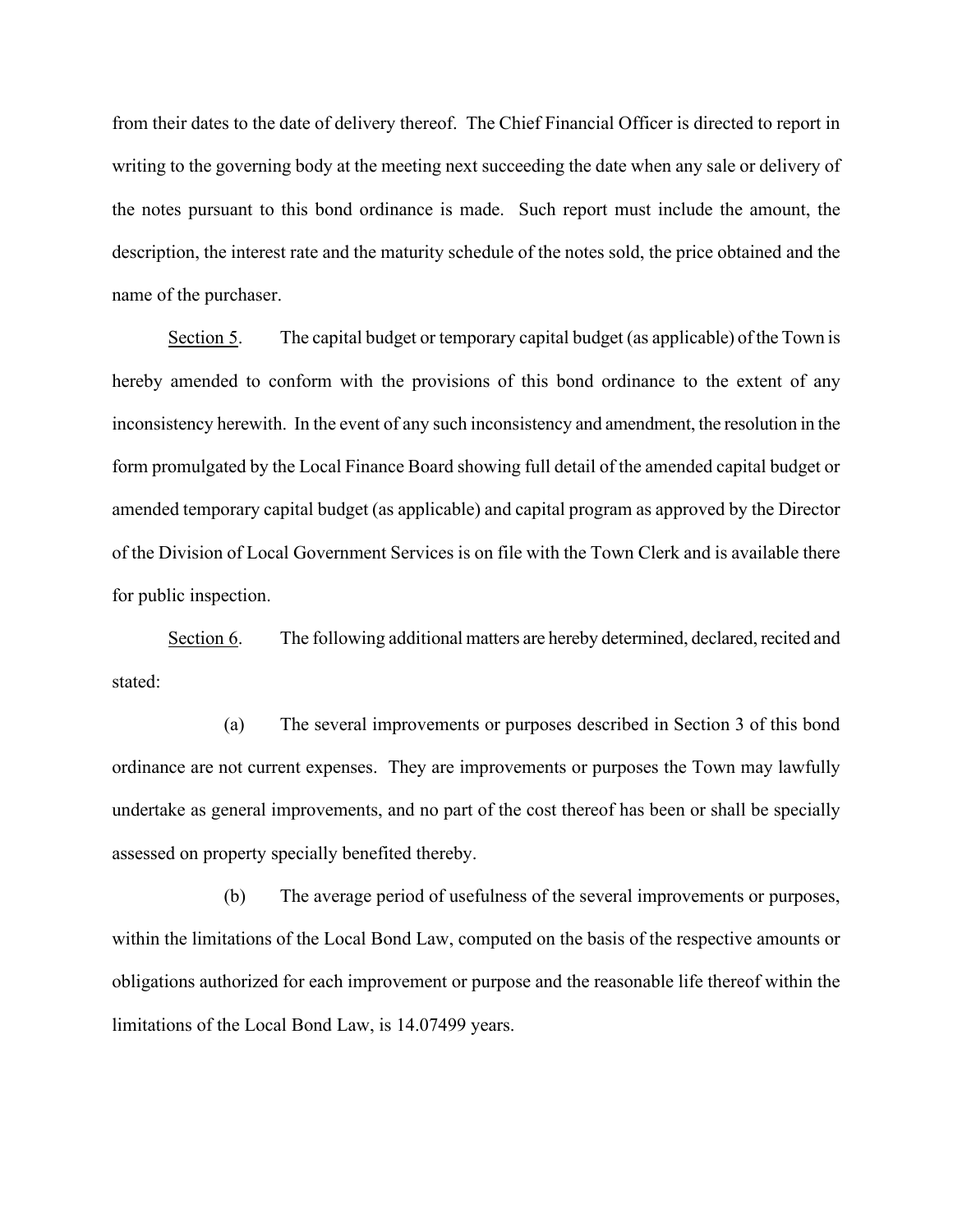from their dates to the date of delivery thereof. The Chief Financial Officer is directed to report in writing to the governing body at the meeting next succeeding the date when any sale or delivery of the notes pursuant to this bond ordinance is made. Such report must include the amount, the description, the interest rate and the maturity schedule of the notes sold, the price obtained and the name of the purchaser.

<u>Section 5</u>. The capital budget or temporary capital budget (as applicable) of the Town is hereby amended to conform with the provisions of this bond ordinance to the extent of any inconsistency herewith. In the event of any such inconsistency and amendment, the resolution in the form promulgated by the Local Finance Board showing full detail of the amended capital budget or amended temporary capital budget (as applicable) and capital program as approved by the Director of the Division of Local Government Services is on file with the Town Clerk and is available there for public inspection.

<u>Section 6</u>. The following additional matters are hereby determined, declared, recited and stated:

(a) The several improvements or purposes described in Section 3 of this bond ordinance are not current expenses. They are improvements or purposes the Town may lawfully undertake as general improvements, and no part of the cost thereof has been or shall be specially assessed on property specially benefited thereby.

(b) The average period of usefulness of the several improvements or purposes, within the limitations of the Local Bond Law, computed on the basis of the respective amounts or obligations authorized for each improvement or purpose and the reasonable life thereof within the limitations of the Local Bond Law, is 14.07499 years.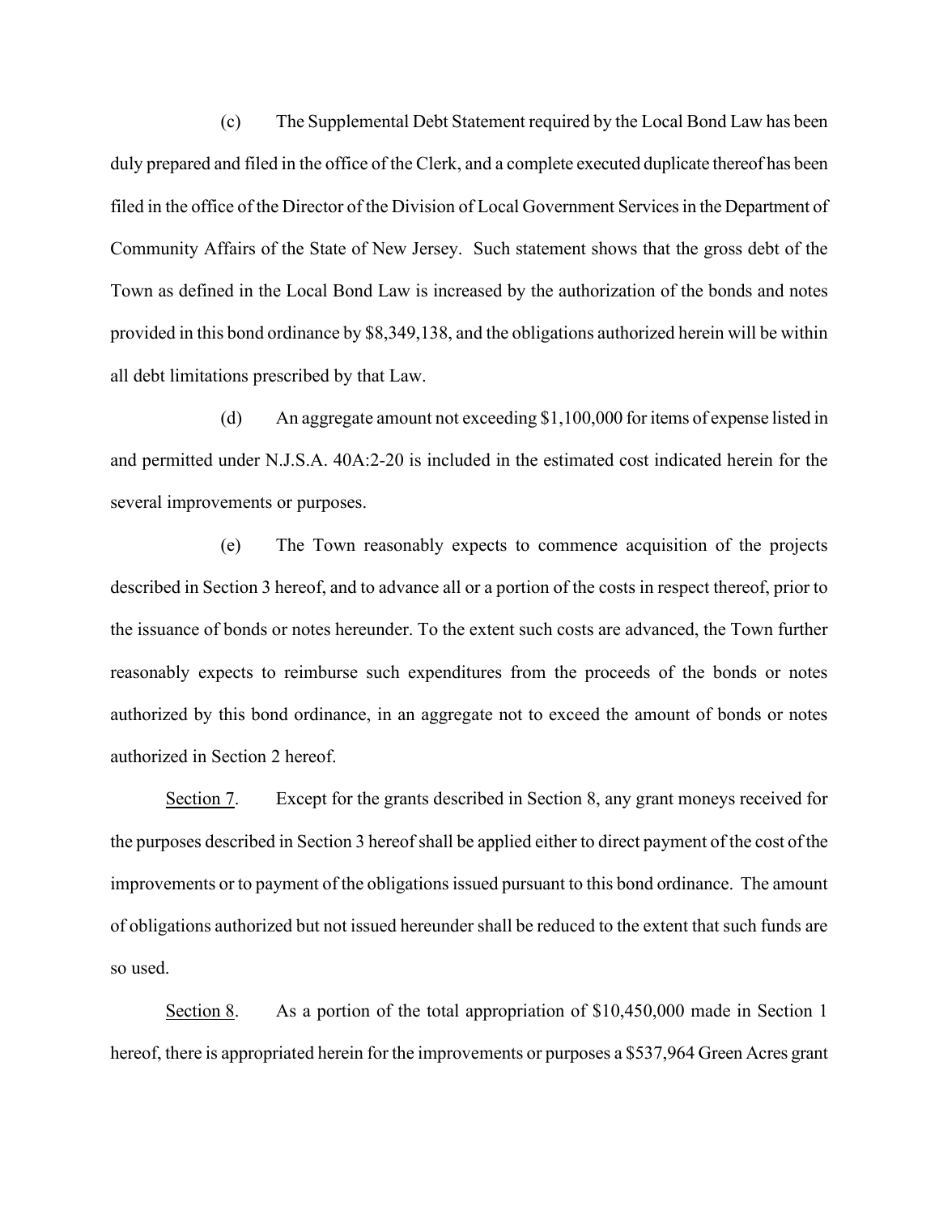(c) The Supplemental Debt Statement required by the Local Bond Law has been duly prepared and filed in the office of the Clerk, and a complete executed duplicate thereof has been filed in the office of the Director of the Division of Local Government Services in the Department of Community Affairs of the State of New Jersey. Such statement shows that the gross debt of the Town as defined in the Local Bond Law is increased by the authorization of the bonds and notes provided in this bond ordinance by $8,349,138, and the obligations authorized herein will be within all debt limitations prescribed by that Law.

(d) An aggregate amount not exceeding $1,100,000 for items of expense listed in and permitted under N.J.S.A. 40A:2-20 is included in the estimated cost indicated herein for the several improvements or purposes.

(e) The Town reasonably expects to commence acquisition of the projects described in Section 3 hereof, and to advance all or a portion of the costs in respect thereof, prior to the issuance of bonds or notes hereunder. To the extent such costs are advanced, the Town further reasonably expects to reimburse such expenditures from the proceeds of the bonds or notes authorized by this bond ordinance, in an aggregate not to exceed the amount of bonds or notes authorized in Section 2 hereof.

Section 7. Except for the grants described in Section 8, any grant moneys received for the purposes described in Section 3 hereof shall be applied either to direct payment of the cost of the improvements or to payment of the obligations issued pursuant to this bond ordinance. The amount of obligations authorized but not issued hereunder shall be reduced to the extent that such funds are so used.

Section 8. As a portion of the total appropriation of $10,450,000 made in Section 1 hereof, there is appropriated herein for the improvements or purposes a $537,964 Green Acres grant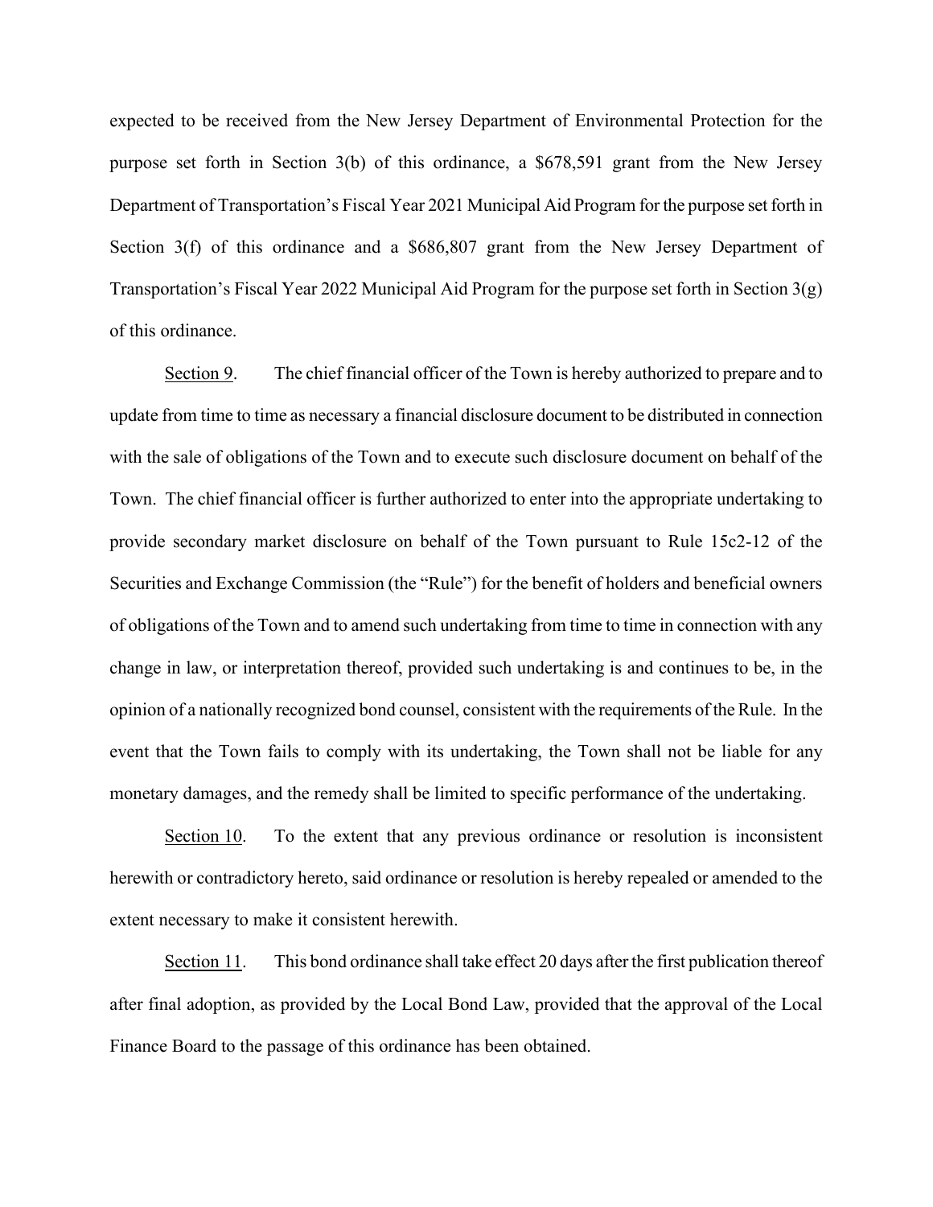expected to be received from the New Jersey Department of Environmental Protection for the purpose set forth in Section 3(b) of this ordinance, a $678,591 grant from the New Jersey Department of Transportation's Fiscal Year 2021 Municipal Aid Program for the purpose set forth in Section 3(f) of this ordinance and a $686,807 grant from the New Jersey Department of Transportation's Fiscal Year 2022 Municipal Aid Program for the purpose set forth in Section 3(g) of this ordinance.

Section 9. The chief financial officer of the Town is hereby authorized to prepare and to update from time to time as necessary a financial disclosure document to be distributed in connection with the sale of obligations of the Town and to execute such disclosure document on behalf of the Town. The chief financial officer is further authorized to enter into the appropriate undertaking to provide secondary market disclosure on behalf of the Town pursuant to Rule 15c2-12 of the Securities and Exchange Commission (the "Rule") for the benefit of holders and beneficial owners of obligations of the Town and to amend such undertaking from time to time in connection with any change in law, or interpretation thereof, provided such undertaking is and continues to be, in the opinion of a nationally recognized bond counsel, consistent with the requirements of the Rule. In the event that the Town fails to comply with its undertaking, the Town shall not be liable for any monetary damages, and the remedy shall be limited to specific performance of the undertaking.

Section 10. To the extent that any previous ordinance or resolution is inconsistent herewith or contradictory hereto, said ordinance or resolution is hereby repealed or amended to the extent necessary to make it consistent herewith.

Section 11. This bond ordinance shall take effect 20 days after the first publication thereof after final adoption, as provided by the Local Bond Law, provided that the approval of the Local Finance Board to the passage of this ordinance has been obtained.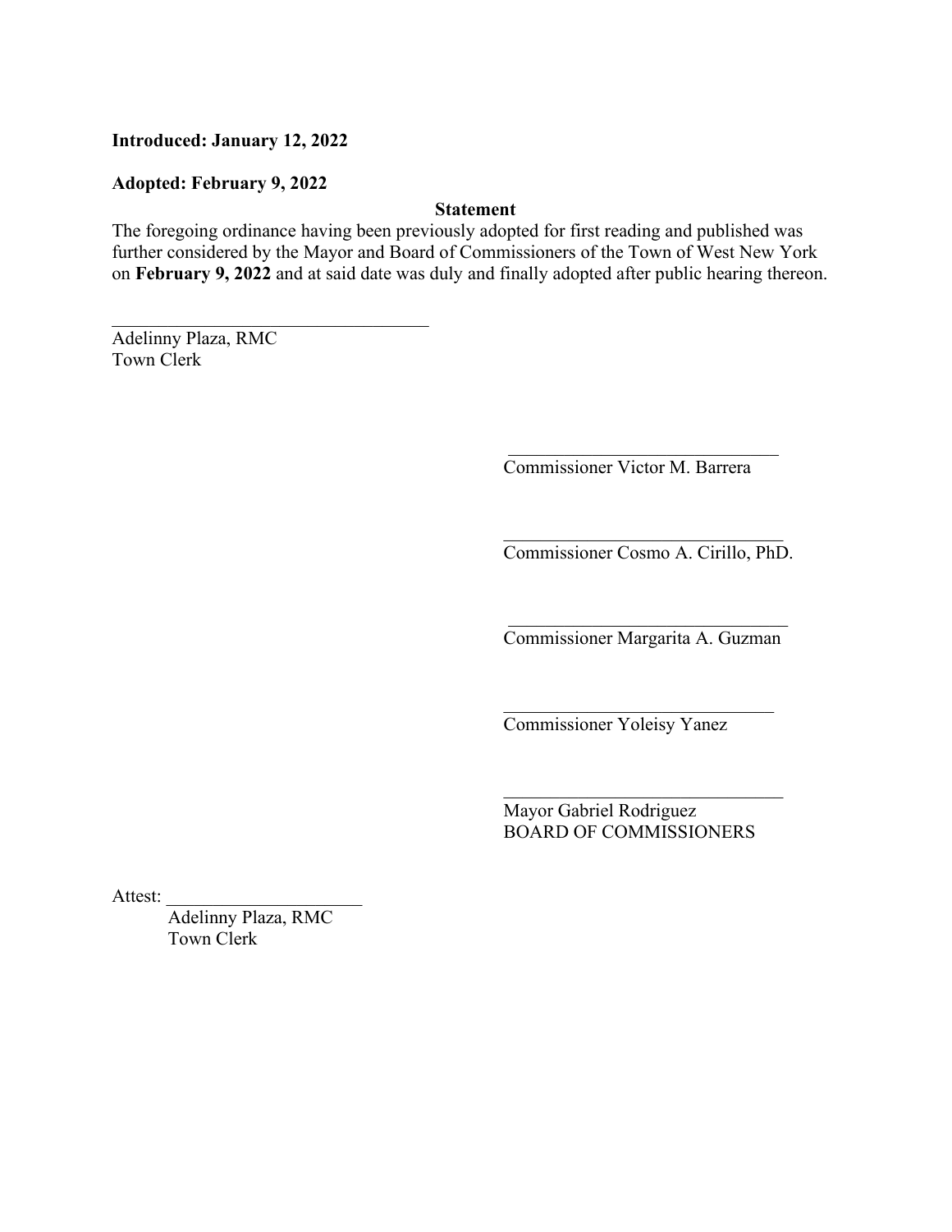**Introduced: January 12, 2022**

**Adopted: February 9, 2022**

**Statement**

The foregoing ordinance having been previously adopted for first reading and published was further considered by the Mayor and Board of Commissioners of the Town of West New York on **February 9, 2022** and at said date was duly and finally adopted after public hearing thereon.

\_\_\_\_\_\_\_\_\_\_\_\_\_\_\_\_\_\_\_\_\_\_\_\_\_\_\_\_\_\_\_\_\_\_
Adelinny Plaza, RMC
Town Clerk

\_\_\_\_\_\_\_\_\_\_\_\_\_\_\_\_\_\_\_\_\_\_\_\_\_\_\_\_\_\_
Commissioner Victor M. Barrera

\_\_\_\_\_\_\_\_\_\_\_\_\_\_\_\_\_\_\_\_\_\_\_\_\_\_\_\_\_\_
Commissioner Cosmo A. Cirillo, PhD.

\_\_\_\_\_\_\_\_\_\_\_\_\_\_\_\_\_\_\_\_\_\_\_\_\_\_\_\_\_\_
Commissioner Margarita A. Guzman

\_\_\_\_\_\_\_\_\_\_\_\_\_\_\_\_\_\_\_\_\_\_\_\_\_\_\_\_\_\_
Commissioner Yoleisy Yanez

\_\_\_\_\_\_\_\_\_\_\_\_\_\_\_\_\_\_\_\_\_\_\_\_\_\_\_\_\_\_
Mayor Gabriel Rodriguez
BOARD OF COMMISSIONERS

Attest: \_\_\_\_\_\_\_\_\_\_\_\_\_\_\_\_\_\_\_\_\_
Adelinny Plaza, RMC
Town Clerk